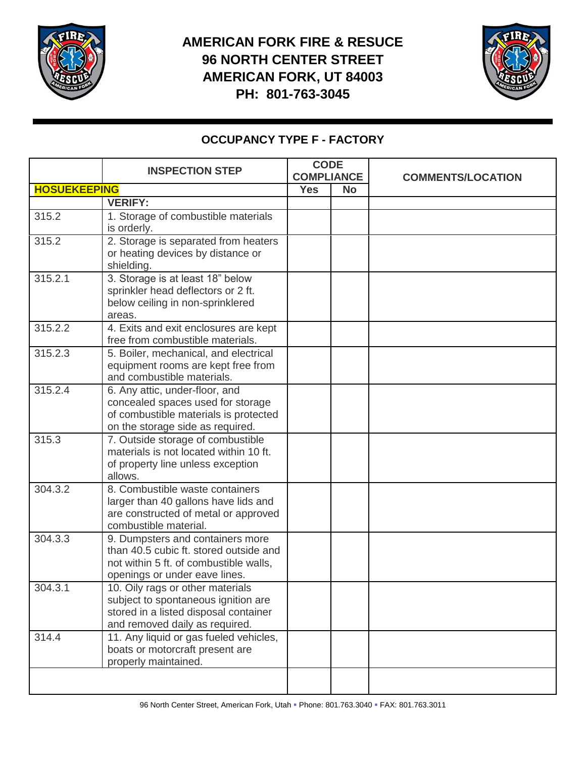# AMERICAN FORK FIRE & RESUCE
## 96 NORTH CENTER STREET
## AMERICAN FORK, UT 84003
## PH: 801-763-3045

### OCCUPANCY TYPE F - FACTORY

| | INSPECTION STEP | CODE COMPLIANCE | | COMMENTS/LOCATION |
|---|---|---|---|---|
| **HOSUEKEEPING** | | **Yes** | **No** | |
| | **VERIFY:** | | | |
| 315.2 | 1. Storage of combustible materials is orderly. | | | |
| 315.2 | 2. Storage is separated from heaters or heating devices by distance or shielding. | | | |
| 315.2.1 | 3. Storage is at least 18" below sprinkler head deflectors or 2 ft. below ceiling in non-sprinklered areas. | | | |
| 315.2.2 | 4. Exits and exit enclosures are kept free from combustible materials. | | | |
| 315.2.3 | 5. Boiler, mechanical, and electrical equipment rooms are kept free from and combustible materials. | | | |
| 315.2.4 | 6. Any attic, under-floor, and concealed spaces used for storage of combustible materials is protected on the storage side as required. | | | |
| 315.3 | 7. Outside storage of combustible materials is not located within 10 ft. of property line unless exception allows. | | | |
| 304.3.2 | 8. Combustible waste containers larger than 40 gallons have lids and are constructed of metal or approved combustible material. | | | |
| 304.3.3 | 9. Dumpsters and containers more than 40.5 cubic ft. stored outside and not within 5 ft. of combustible walls, openings or under eave lines. | | | |
| 304.3.1 | 10. Oily rags or other materials subject to spontaneous ignition are stored in a listed disposal container and removed daily as required. | | | |
| 314.4 | 11. Any liquid or gas fueled vehicles, boats or motorcraft present are properly maintained. | | | |
| | | | | |

96 North Center Street, American Fork, Utah ▪ Phone: 801.763.3040 ▪ FAX: 801.763.3011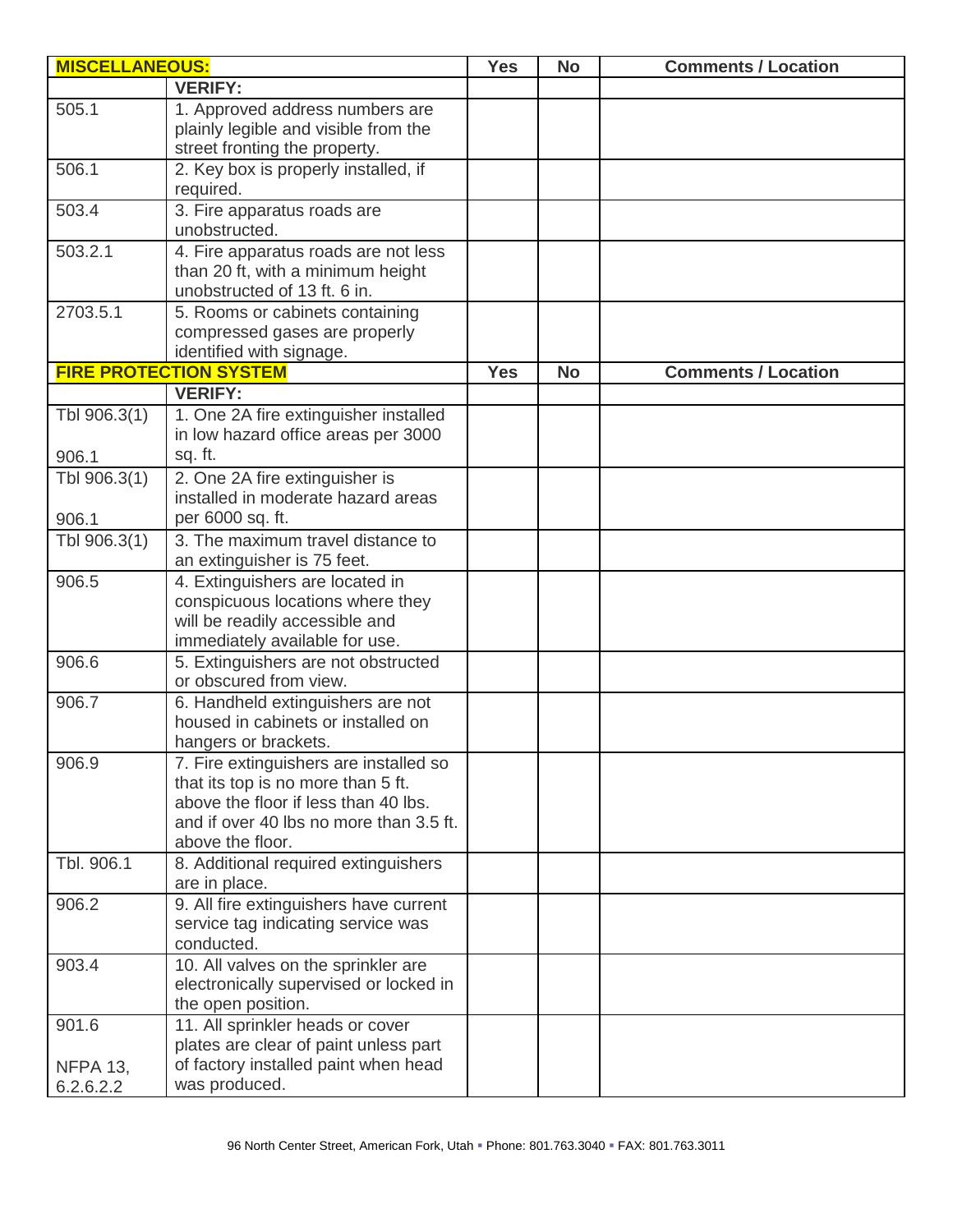| **MISCELLANEOUS:** | | **Yes** | **No** | **Comments / Location** |
|---|---|---|---|---|
| | **VERIFY:** | | | |
| 505.1 | 1. Approved address numbers are plainly legible and visible from the street fronting the property. | | | |
| 506.1 | 2. Key box is properly installed, if required. | | | |
| 503.4 | 3. Fire apparatus roads are unobstructed. | | | |
| 503.2.1 | 4. Fire apparatus roads are not less than 20 ft, with a minimum height unobstructed of 13 ft. 6 in. | | | |
| 2703.5.1 | 5. Rooms or cabinets containing compressed gases are properly identified with signage. | | | |
| **FIRE PROTECTION SYSTEM** | | **Yes** | **No** | **Comments / Location** |
| | **VERIFY:** | | | |
| Tbl 906.3(1) 906.1 | 1. One 2A fire extinguisher installed in low hazard office areas per 3000 sq. ft. | | | |
| Tbl 906.3(1) 906.1 | 2. One 2A fire extinguisher is installed in moderate hazard areas per 6000 sq. ft. | | | |
| Tbl 906.3(1) | 3. The maximum travel distance to an extinguisher is 75 feet. | | | |
| 906.5 | 4. Extinguishers are located in conspicuous locations where they will be readily accessible and immediately available for use. | | | |
| 906.6 | 5. Extinguishers are not obstructed or obscured from view. | | | |
| 906.7 | 6. Handheld extinguishers are not housed in cabinets or installed on hangers or brackets. | | | |
| 906.9 | 7. Fire extinguishers are installed so that its top is no more than 5 ft. above the floor if less than 40 lbs. and if over 40 lbs no more than 3.5 ft. above the floor. | | | |
| Tbl. 906.1 | 8. Additional required extinguishers are in place. | | | |
| 906.2 | 9. All fire extinguishers have current service tag indicating service was conducted. | | | |
| 903.4 | 10. All valves on the sprinkler are electronically supervised or locked in the open position. | | | |
| 901.6 NFPA 13, 6.2.6.2.2 | 11. All sprinkler heads or cover plates are clear of paint unless part of factory installed paint when head was produced. | | | |

96 North Center Street, American Fork, Utah ▪ Phone: 801.763.3040 ▪ FAX: 801.763.3011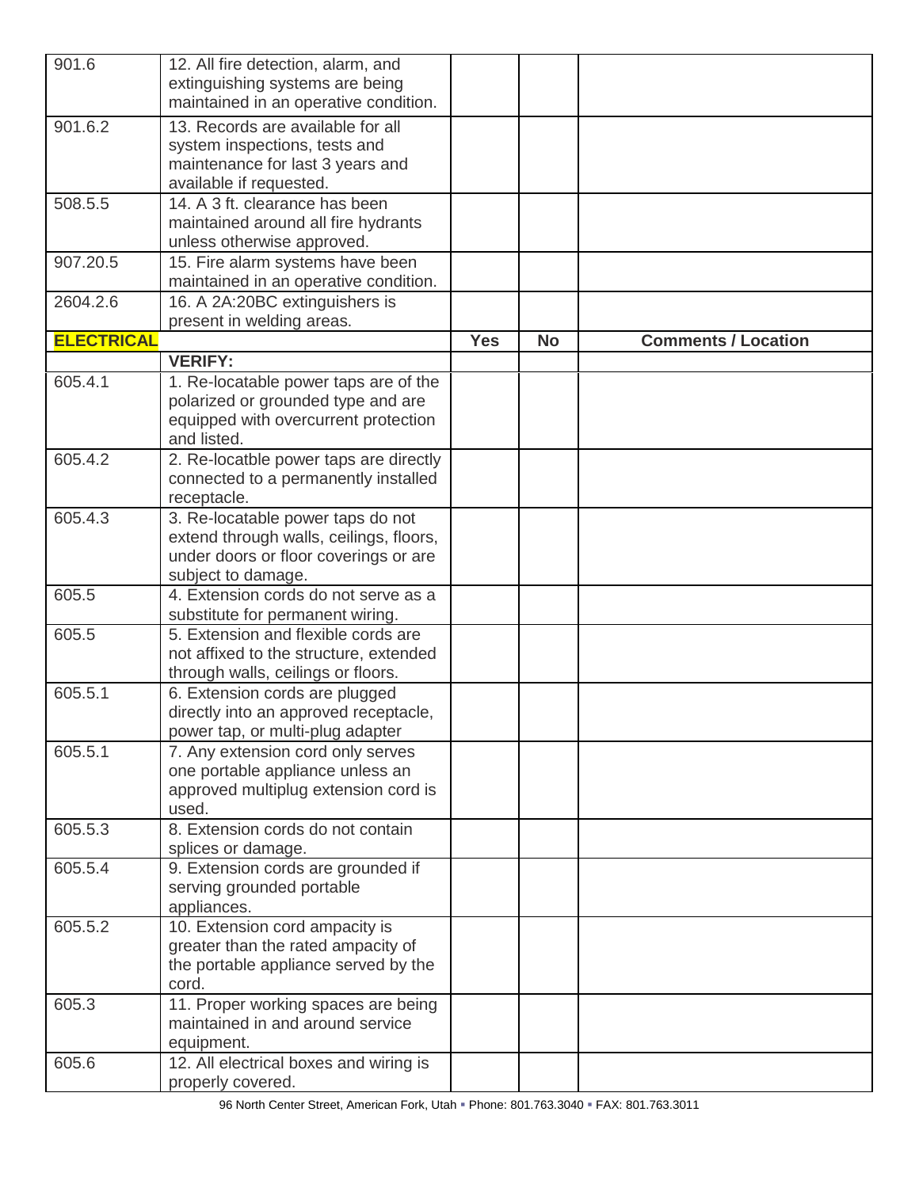| | | | | |
|---|---|---|---|---|
| 901.6 | 12. All fire detection, alarm, and extinguishing systems are being maintained in an operative condition. | | | |
| 901.6.2 | 13. Records are available for all system inspections, tests and maintenance for last 3 years and available if requested. | | | |
| 508.5.5 | 14. A 3 ft. clearance has been maintained around all fire hydrants unless otherwise approved. | | | |
| 907.20.5 | 15. Fire alarm systems have been maintained in an operative condition. | | | |
| 2604.2.6 | 16. A 2A:20BC extinguishers is present in welding areas. | | | |
| **ELECTRICAL** | | **Yes** | **No** | **Comments / Location** |
| | **VERIFY:** | | | |
| 605.4.1 | 1. Re-locatable power taps are of the polarized or grounded type and are equipped with overcurrent protection and listed. | | | |
| 605.4.2 | 2. Re-locatble power taps are directly connected to a permanently installed receptacle. | | | |
| 605.4.3 | 3. Re-locatable power taps do not extend through walls, ceilings, floors, under doors or floor coverings or are subject to damage. | | | |
| 605.5 | 4. Extension cords do not serve as a substitute for permanent wiring. | | | |
| 605.5 | 5. Extension and flexible cords are not affixed to the structure, extended through walls, ceilings or floors. | | | |
| 605.5.1 | 6. Extension cords are plugged directly into an approved receptacle, power tap, or multi-plug adapter | | | |
| 605.5.1 | 7. Any extension cord only serves one portable appliance unless an approved multiplug extension cord is used. | | | |
| 605.5.3 | 8. Extension cords do not contain splices or damage. | | | |
| 605.5.4 | 9. Extension cords are grounded if serving grounded portable appliances. | | | |
| 605.5.2 | 10. Extension cord ampacity is greater than the rated ampacity of the portable appliance served by the cord. | | | |
| 605.3 | 11. Proper working spaces are being maintained in and around service equipment. | | | |
| 605.6 | 12. All electrical boxes and wiring is properly covered. | | | |

96 North Center Street, American Fork, Utah ▪ Phone: 801.763.3040 ▪ FAX: 801.763.3011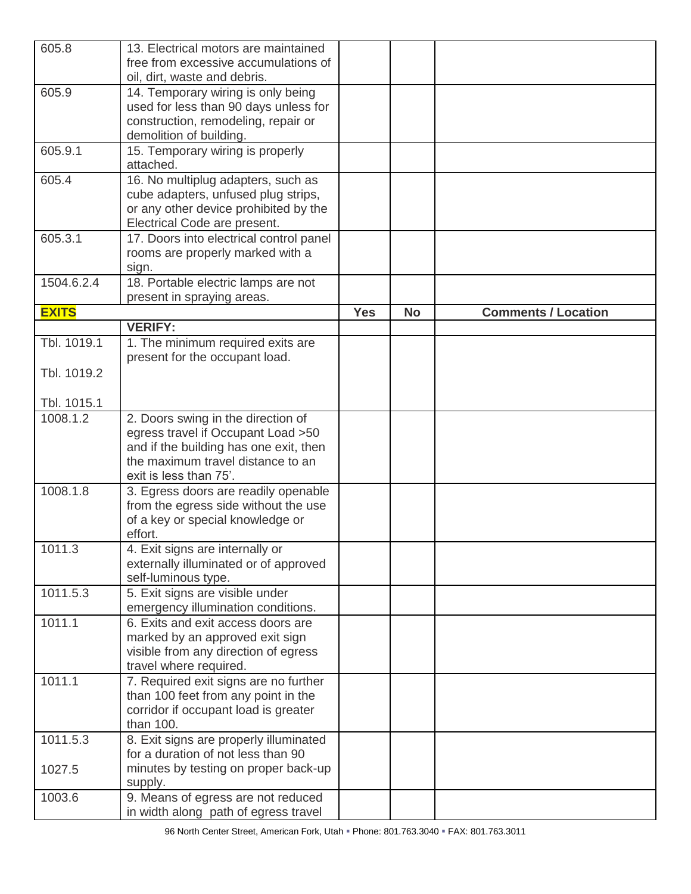| | | | | |
|---|---|---|---|---|
| 605.8 | 13. Electrical motors are maintained free from excessive accumulations of oil, dirt, waste and debris. | | | |
| 605.9 | 14. Temporary wiring is only being used for less than 90 days unless for construction, remodeling, repair or demolition of building. | | | |
| 605.9.1 | 15. Temporary wiring is properly attached. | | | |
| 605.4 | 16. No multiplug adapters, such as cube adapters, unfused plug strips, or any other device prohibited by the Electrical Code are present. | | | |
| 605.3.1 | 17. Doors into electrical control panel rooms are properly marked with a sign. | | | |
| 1504.6.2.4 | 18. Portable electric lamps are not present in spraying areas. | | | |
| **EXITS** | | **Yes** | **No** | **Comments / Location** |
| | **VERIFY:** | | | |
| Tbl. 1019.1<br>Tbl. 1019.2<br>Tbl. 1015.1 | 1. The minimum required exits are present for the occupant load. | | | |
| 1008.1.2 | 2. Doors swing in the direction of egress travel if Occupant Load >50 and if the building has one exit, then the maximum travel distance to an exit is less than 75'. | | | |
| 1008.1.8 | 3. Egress doors are readily openable from the egress side without the use of a key or special knowledge or effort. | | | |
| 1011.3 | 4. Exit signs are internally or externally illuminated or of approved self-luminous type. | | | |
| 1011.5.3 | 5. Exit signs are visible under emergency illumination conditions. | | | |
| 1011.1 | 6. Exits and exit access doors are marked by an approved exit sign visible from any direction of egress travel where required. | | | |
| 1011.1 | 7. Required exit signs are no further than 100 feet from any point in the corridor if occupant load is greater than 100. | | | |
| 1011.5.3<br>1027.5 | 8. Exit signs are properly illuminated for a duration of not less than 90 minutes by testing on proper back-up supply. | | | |
| 1003.6 | 9. Means of egress are not reduced in width along path of egress travel | | | |

96 North Center Street, American Fork, Utah ▪ Phone: 801.763.3040 ▪ FAX: 801.763.3011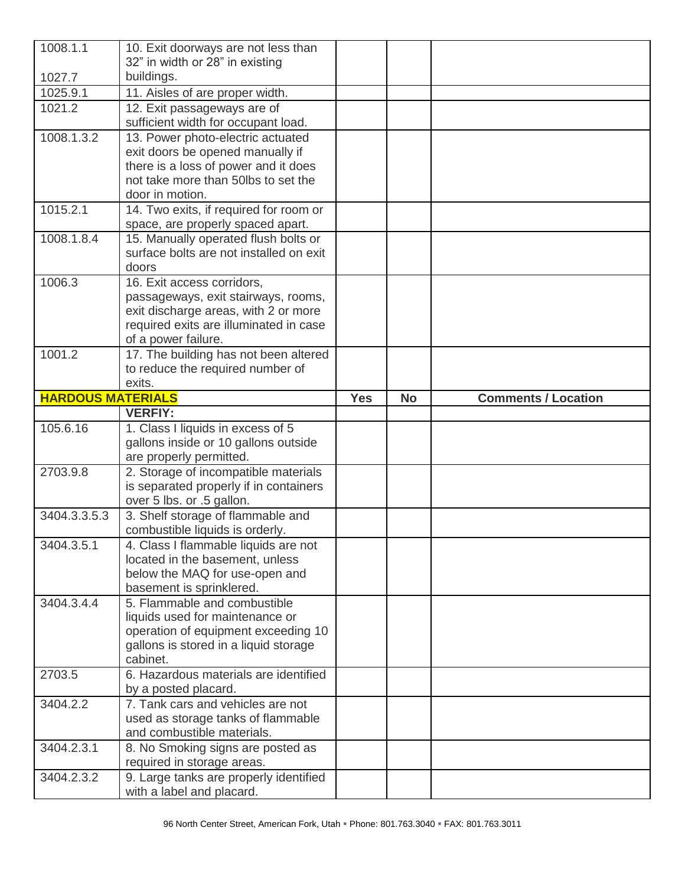| | | | | |
|---|---|---|---|---|
| 1008.1.1<br><br>1027.7 | 10. Exit doorways are not less than 32" in width or 28" in existing buildings. | | | |
| 1025.9.1 | 11. Aisles of are proper width. | | | |
| 1021.2 | 12. Exit passageways are of sufficient width for occupant load. | | | |
| 1008.1.3.2 | 13. Power photo-electric actuated exit doors be opened manually if there is a loss of power and it does not take more than 50lbs to set the door in motion. | | | |
| 1015.2.1 | 14. Two exits, if required for room or space, are properly spaced apart. | | | |
| 1008.1.8.4 | 15. Manually operated flush bolts or surface bolts are not installed on exit doors | | | |
| 1006.3 | 16. Exit access corridors, passageways, exit stairways, rooms, exit discharge areas, with 2 or more required exits are illuminated in case of a power failure. | | | |
| 1001.2 | 17. The building has not been altered to reduce the required number of exits. | | | |
| **HARDOUS MATERIALS** | | **Yes** | **No** | **Comments / Location** |
| | **VERFIY:** | | | |
| 105.6.16 | 1. Class I liquids in excess of 5 gallons inside or 10 gallons outside are properly permitted. | | | |
| 2703.9.8 | 2. Storage of incompatible materials is separated properly if in containers over 5 lbs. or .5 gallon. | | | |
| 3404.3.3.5.3 | 3. Shelf storage of flammable and combustible liquids is orderly. | | | |
| 3404.3.5.1 | 4. Class I flammable liquids are not located in the basement, unless below the MAQ for use-open and basement is sprinklered. | | | |
| 3404.3.4.4 | 5. Flammable and combustible liquids used for maintenance or operation of equipment exceeding 10 gallons is stored in a liquid storage cabinet. | | | |
| 2703.5 | 6. Hazardous materials are identified by a posted placard. | | | |
| 3404.2.2 | 7. Tank cars and vehicles are not used as storage tanks of flammable and combustible materials. | | | |
| 3404.2.3.1 | 8. No Smoking signs are posted as required in storage areas. | | | |
| 3404.2.3.2 | 9. Large tanks are properly identified with a label and placard. | | | |

96 North Center Street, American Fork, Utah ▪ Phone: 801.763.3040 ▪ FAX: 801.763.3011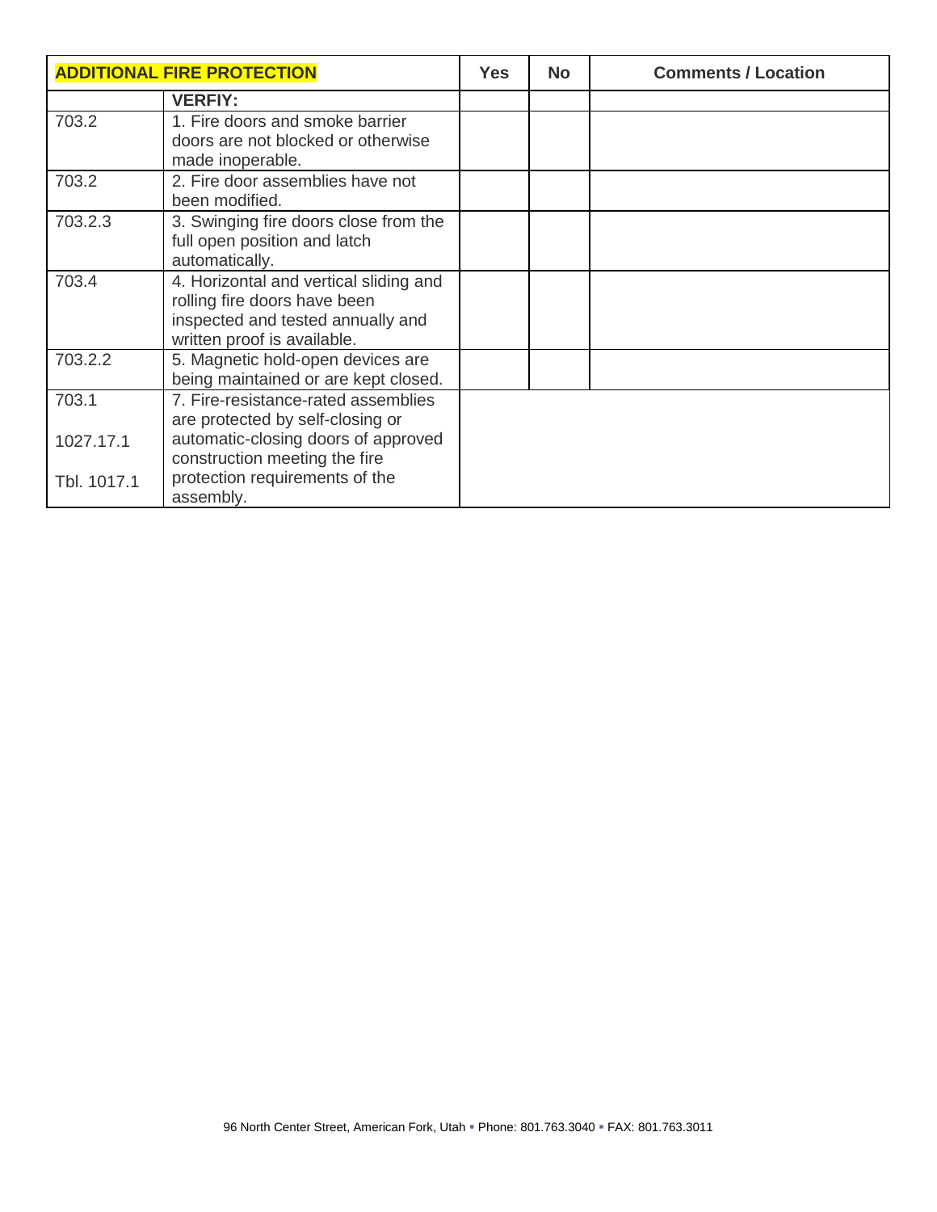| ADDITIONAL FIRE PROTECTION | | Yes | No | Comments / Location |
|---|---|---|---|---|
| | **VERFIY:** | | | |
| 703.2 | 1. Fire doors and smoke barrier doors are not blocked or otherwise made inoperable. | | | |
| 703.2 | 2. Fire door assemblies have not been modified. | | | |
| 703.2.3 | 3. Swinging fire doors close from the full open position and latch automatically. | | | |
| 703.4 | 4. Horizontal and vertical sliding and rolling fire doors have been inspected and tested annually and written proof is available. | | | |
| 703.2.2 | 5. Magnetic hold-open devices are being maintained or are kept closed. | | | |
| 703.1<br>1027.17.1<br>Tbl. 1017.1 | 7. Fire-resistance-rated assemblies are protected by self-closing or automatic-closing doors of approved construction meeting the fire protection requirements of the assembly. | | | |

96 North Center Street, American Fork, Utah ▪ Phone: 801.763.3040 ▪ FAX: 801.763.3011